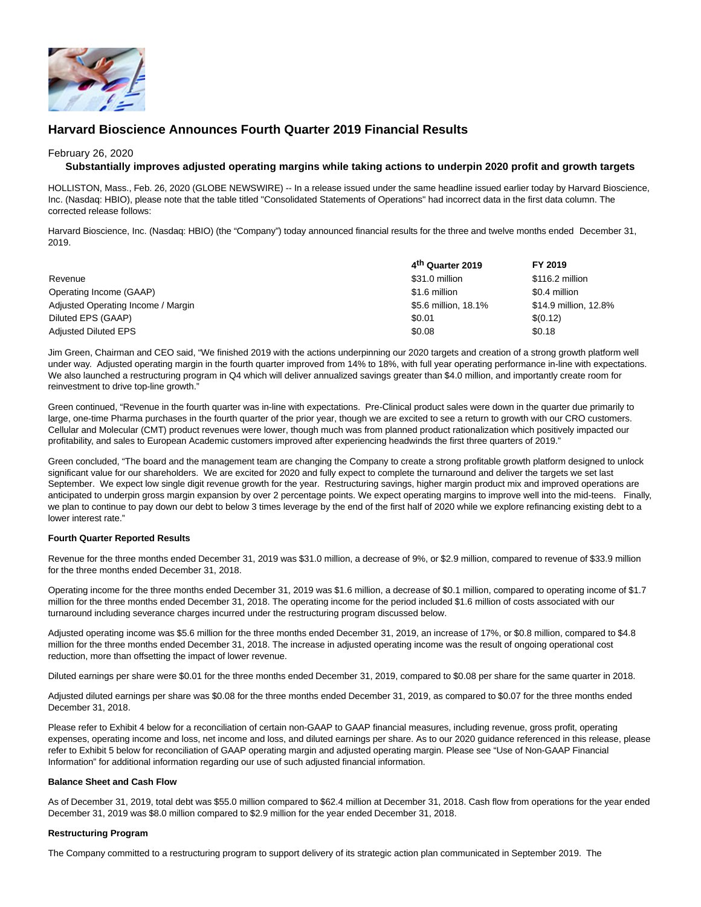# Harvard Bioscience Announces Fourth Quarter 2019 Financial Results

February 26, 2020

**Substantially improves adjusted operating margins while taking actions to underpin 2020 profit and growth targets**

HOLLISTON, Mass., Feb. 26, 2020 (GLOBE NEWSWIRE) -- In a release issued under the same headline issued earlier today by Harvard Bioscience, Inc. (Nasdaq: HBIO), please note that the table titled "Consolidated Statements of Operations" had incorrect data in the first data column. The corrected release follows:

Harvard Bioscience, Inc. (Nasdaq: HBIO) (the "Company") today announced financial results for the three and twelve months ended December 31, 2019.

| | 4th Quarter 2019 | FY 2019 |
|---|---|---|
| Revenue | $31.0 million | $116.2 million |
| Operating Income (GAAP) | $1.6 million | $0.4 million |
| Adjusted Operating Income / Margin | $5.6 million, 18.1% | $14.9 million, 12.8% |
| Diluted EPS (GAAP) | $0.01 | $(0.12) |
| Adjusted Diluted EPS | $0.08 | $0.18 |

Jim Green, Chairman and CEO said, "We finished 2019 with the actions underpinning our 2020 targets and creation of a strong growth platform well under way. Adjusted operating margin in the fourth quarter improved from 14% to 18%, with full year operating performance in-line with expectations. We also launched a restructuring program in Q4 which will deliver annualized savings greater than $4.0 million, and importantly create room for reinvestment to drive top-line growth."

Green continued, "Revenue in the fourth quarter was in-line with expectations. Pre-Clinical product sales were down in the quarter due primarily to large, one-time Pharma purchases in the fourth quarter of the prior year, though we are excited to see a return to growth with our CRO customers. Cellular and Molecular (CMT) product revenues were lower, though much was from planned product rationalization which positively impacted our profitability, and sales to European Academic customers improved after experiencing headwinds the first three quarters of 2019."

Green concluded, "The board and the management team are changing the Company to create a strong profitable growth platform designed to unlock significant value for our shareholders. We are excited for 2020 and fully expect to complete the turnaround and deliver the targets we set last September. We expect low single digit revenue growth for the year. Restructuring savings, higher margin product mix and improved operations are anticipated to underpin gross margin expansion by over 2 percentage points. We expect operating margins to improve well into the mid-teens. Finally, we plan to continue to pay down our debt to below 3 times leverage by the end of the first half of 2020 while we explore refinancing existing debt to a lower interest rate."

**Fourth Quarter Reported Results**

Revenue for the three months ended December 31, 2019 was $31.0 million, a decrease of 9%, or $2.9 million, compared to revenue of $33.9 million for the three months ended December 31, 2018.

Operating income for the three months ended December 31, 2019 was $1.6 million, a decrease of $0.1 million, compared to operating income of $1.7 million for the three months ended December 31, 2018. The operating income for the period included $1.6 million of costs associated with our turnaround including severance charges incurred under the restructuring program discussed below.

Adjusted operating income was $5.6 million for the three months ended December 31, 2019, an increase of 17%, or $0.8 million, compared to $4.8 million for the three months ended December 31, 2018. The increase in adjusted operating income was the result of ongoing operational cost reduction, more than offsetting the impact of lower revenue.

Diluted earnings per share were $0.01 for the three months ended December 31, 2019, compared to $0.08 per share for the same quarter in 2018.

Adjusted diluted earnings per share was $0.08 for the three months ended December 31, 2019, as compared to $0.07 for the three months ended December 31, 2018.

Please refer to Exhibit 4 below for a reconciliation of certain non-GAAP to GAAP financial measures, including revenue, gross profit, operating expenses, operating income and loss, net income and loss, and diluted earnings per share. As to our 2020 guidance referenced in this release, please refer to Exhibit 5 below for reconciliation of GAAP operating margin and adjusted operating margin. Please see "Use of Non-GAAP Financial Information" for additional information regarding our use of such adjusted financial information.

**Balance Sheet and Cash Flow**

As of December 31, 2019, total debt was $55.0 million compared to $62.4 million at December 31, 2018. Cash flow from operations for the year ended December 31, 2019 was $8.0 million compared to $2.9 million for the year ended December 31, 2018.

**Restructuring Program**

The Company committed to a restructuring program to support delivery of its strategic action plan communicated in September 2019. The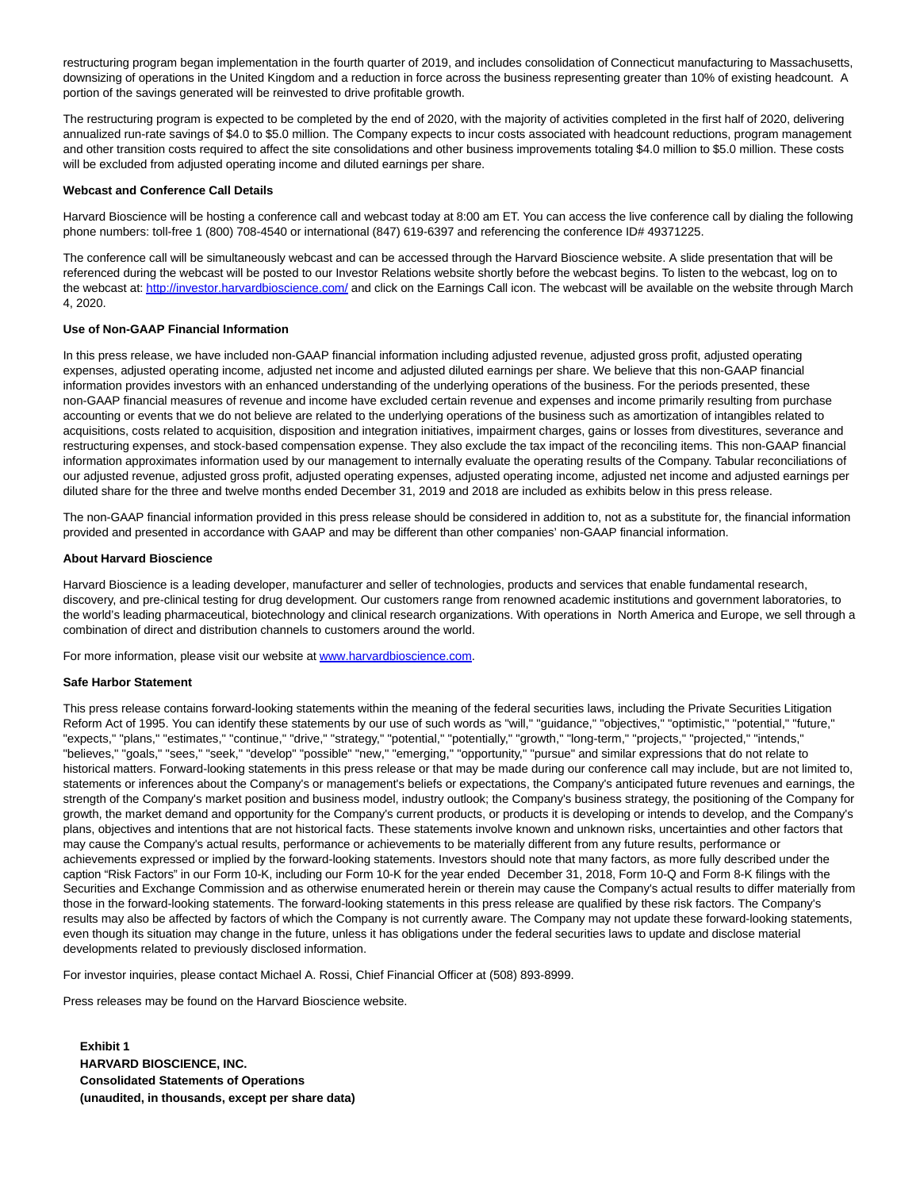restructuring program began implementation in the fourth quarter of 2019, and includes consolidation of Connecticut manufacturing to Massachusetts, downsizing of operations in the United Kingdom and a reduction in force across the business representing greater than 10% of existing headcount. A portion of the savings generated will be reinvested to drive profitable growth.

The restructuring program is expected to be completed by the end of 2020, with the majority of activities completed in the first half of 2020, delivering annualized run-rate savings of $4.0 to $5.0 million. The Company expects to incur costs associated with headcount reductions, program management and other transition costs required to affect the site consolidations and other business improvements totaling $4.0 million to $5.0 million. These costs will be excluded from adjusted operating income and diluted earnings per share.

**Webcast and Conference Call Details**

Harvard Bioscience will be hosting a conference call and webcast today at 8:00 am ET. You can access the live conference call by dialing the following phone numbers: toll-free 1 (800) 708-4540 or international (847) 619-6397 and referencing the conference ID# 49371225.

The conference call will be simultaneously webcast and can be accessed through the Harvard Bioscience website. A slide presentation that will be referenced during the webcast will be posted to our Investor Relations website shortly before the webcast begins. To listen to the webcast, log on to the webcast at: [http://investor.harvardbioscience.com/](http://investor.harvardbioscience.com/) and click on the Earnings Call icon. The webcast will be available on the website through March 4, 2020.

**Use of Non-GAAP Financial Information**

In this press release, we have included non-GAAP financial information including adjusted revenue, adjusted gross profit, adjusted operating expenses, adjusted operating income, adjusted net income and adjusted diluted earnings per share. We believe that this non-GAAP financial information provides investors with an enhanced understanding of the underlying operations of the business. For the periods presented, these non-GAAP financial measures of revenue and income have excluded certain revenue and expenses and income primarily resulting from purchase accounting or events that we do not believe are related to the underlying operations of the business such as amortization of intangibles related to acquisitions, costs related to acquisition, disposition and integration initiatives, impairment charges, gains or losses from divestitures, severance and restructuring expenses, and stock-based compensation expense. They also exclude the tax impact of the reconciling items. This non-GAAP financial information approximates information used by our management to internally evaluate the operating results of the Company. Tabular reconciliations of our adjusted revenue, adjusted gross profit, adjusted operating expenses, adjusted operating income, adjusted net income and adjusted earnings per diluted share for the three and twelve months ended December 31, 2019 and 2018 are included as exhibits below in this press release.

The non-GAAP financial information provided in this press release should be considered in addition to, not as a substitute for, the financial information provided and presented in accordance with GAAP and may be different than other companies' non-GAAP financial information.

**About Harvard Bioscience**

Harvard Bioscience is a leading developer, manufacturer and seller of technologies, products and services that enable fundamental research, discovery, and pre-clinical testing for drug development. Our customers range from renowned academic institutions and government laboratories, to the world's leading pharmaceutical, biotechnology and clinical research organizations. With operations in North America and Europe, we sell through a combination of direct and distribution channels to customers around the world.

For more information, please visit our website at [www.harvardbioscience.com](http://www.harvardbioscience.com).

**Safe Harbor Statement**

This press release contains forward-looking statements within the meaning of the federal securities laws, including the Private Securities Litigation Reform Act of 1995. You can identify these statements by our use of such words as "will," "guidance," "objectives," "optimistic," "potential," "future," "expects," "plans," "estimates," "continue," "drive," "strategy," "potential," "potentially," "growth," "long-term," "projects," "projected," "intends," "believes," "goals," "sees," "seek," "develop" "possible" "new," "emerging," "opportunity," "pursue" and similar expressions that do not relate to historical matters. Forward-looking statements in this press release or that may be made during our conference call may include, but are not limited to, statements or inferences about the Company's or management's beliefs or expectations, the Company's anticipated future revenues and earnings, the strength of the Company's market position and business model, industry outlook; the Company's business strategy, the positioning of the Company for growth, the market demand and opportunity for the Company's current products, or products it is developing or intends to develop, and the Company's plans, objectives and intentions that are not historical facts. These statements involve known and unknown risks, uncertainties and other factors that may cause the Company's actual results, performance or achievements to be materially different from any future results, performance or achievements expressed or implied by the forward-looking statements. Investors should note that many factors, as more fully described under the caption "Risk Factors" in our Form 10-K, including our Form 10-K for the year ended December 31, 2018, Form 10-Q and Form 8-K filings with the Securities and Exchange Commission and as otherwise enumerated herein or therein may cause the Company's actual results to differ materially from those in the forward-looking statements. The forward-looking statements in this press release are qualified by these risk factors. The Company's results may also be affected by factors of which the Company is not currently aware. The Company may not update these forward-looking statements, even though its situation may change in the future, unless it has obligations under the federal securities laws to update and disclose material developments related to previously disclosed information.

For investor inquiries, please contact Michael A. Rossi, Chief Financial Officer at (508) 893-8999.

Press releases may be found on the Harvard Bioscience website.

**Exhibit 1**
**HARVARD BIOSCIENCE, INC.**
**Consolidated Statements of Operations**
**(unaudited, in thousands, except per share data)**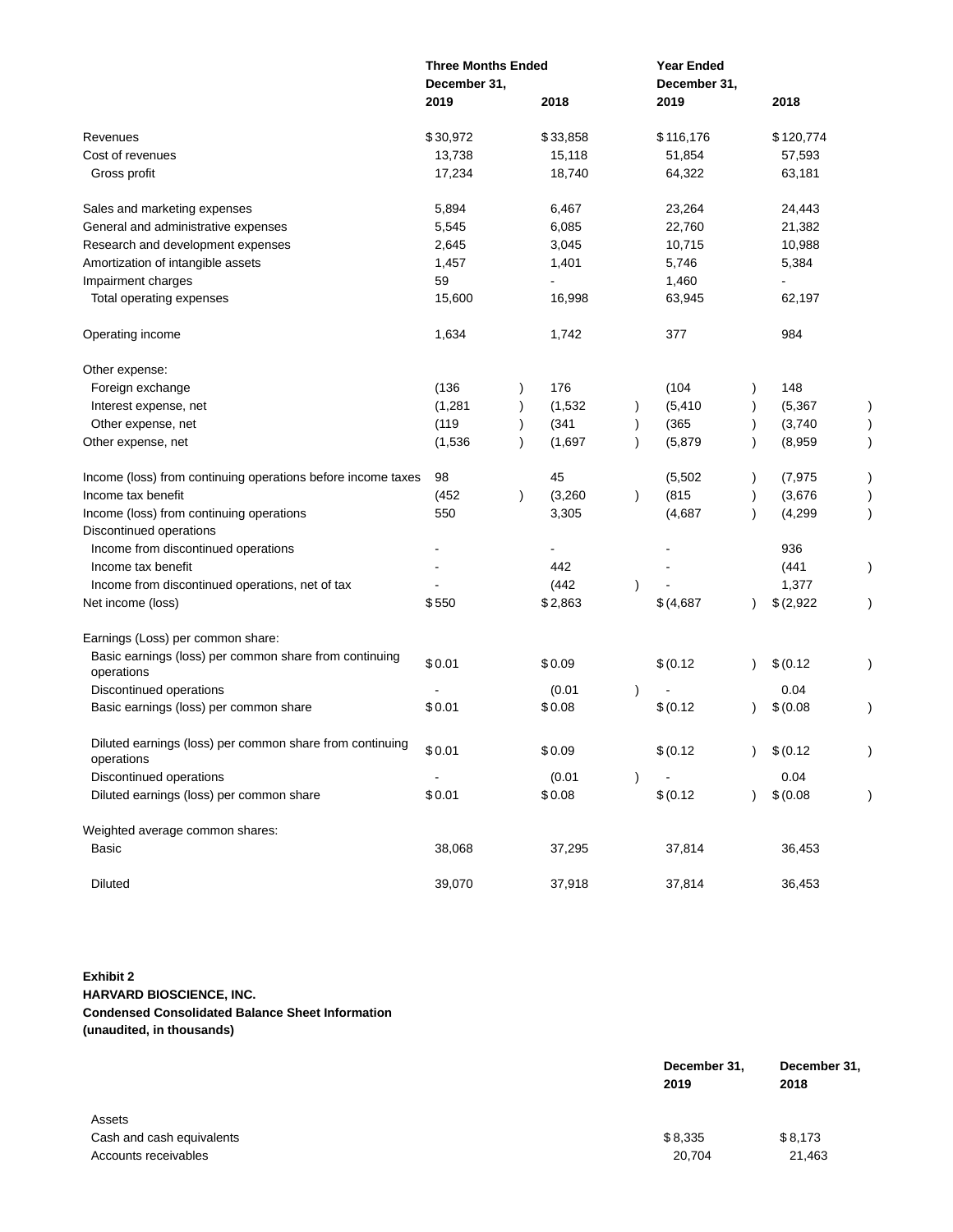| | Three Months Ended December 31, | | Year Ended December 31, | |
|---|---|---|---|---|
| | 2019 | 2018 | 2019 | 2018 |
| Revenues | $30,972 | $33,858 | $116,176 | $120,774 |
| Cost of revenues | 13,738 | 15,118 | 51,854 | 57,593 |
| Gross profit | 17,234 | 18,740 | 64,322 | 63,181 |
| | | | | |
| Sales and marketing expenses | 5,894 | 6,467 | 23,264 | 24,443 |
| General and administrative expenses | 5,545 | 6,085 | 22,760 | 21,382 |
| Research and development expenses | 2,645 | 3,045 | 10,715 | 10,988 |
| Amortization of intangible assets | 1,457 | 1,401 | 5,746 | 5,384 |
| Impairment charges | 59 | - | 1,460 | - |
| Total operating expenses | 15,600 | 16,998 | 63,945 | 62,197 |
| | | | | |
| Operating income | 1,634 | 1,742 | 377 | 984 |
| | | | | |
| Other expense: | | | | |
| Foreign exchange | (136) | 176 | (104) | 148 |
| Interest expense, net | (1,281) | (1,532) | (5,410) | (5,367) |
| Other expense, net | (119) | (341) | (365) | (3,740) |
| Other expense, net | (1,536) | (1,697) | (5,879) | (8,959) |
| | | | | |
| Income (loss) from continuing operations before income taxes | 98 | 45 | (5,502) | (7,975) |
| Income tax benefit | (452) | (3,260) | (815) | (3,676) |
| Income (loss) from continuing operations | 550 | 3,305 | (4,687) | (4,299) |
| Discontinued operations | | | | |
| Income from discontinued operations | - | - | - | 936 |
| Income tax benefit | - | 442 | - | (441) |
| Income from discontinued operations, net of tax | - | (442) | - | 1,377 |
| Net income (loss) | $550 | $2,863 | $(4,687) | $(2,922) |
| | | | | |
| Earnings (Loss) per common share: | | | | |
| Basic earnings (loss) per common share from continuing operations | $0.01 | $0.09 | $(0.12) | $(0.12) |
| Discontinued operations | - | (0.01) | - | 0.04 |
| Basic earnings (loss) per common share | $0.01 | $0.08 | $(0.12) | $(0.08) |
| | | | | |
| Diluted earnings (loss) per common share from continuing operations | $0.01 | $0.09 | $(0.12) | $(0.12) |
| Discontinued operations | - | (0.01) | - | 0.04 |
| Diluted earnings (loss) per common share | $0.01 | $0.08 | $(0.12) | $(0.08) |
| | | | | |
| Weighted average common shares: | | | | |
| Basic | 38,068 | 37,295 | 37,814 | 36,453 |
| Diluted | 39,070 | 37,918 | 37,814 | 36,453 |

**Exhibit 2**
**HARVARD BIOSCIENCE, INC.**
**Condensed Consolidated Balance Sheet Information**
**(unaudited, in thousands)**

| | December 31, 2019 | December 31, 2018 |
|---|---|---|
| Assets | | |
| Cash and cash equivalents | $8,335 | $8,173 |
| Accounts receivables | 20,704 | 21,463 |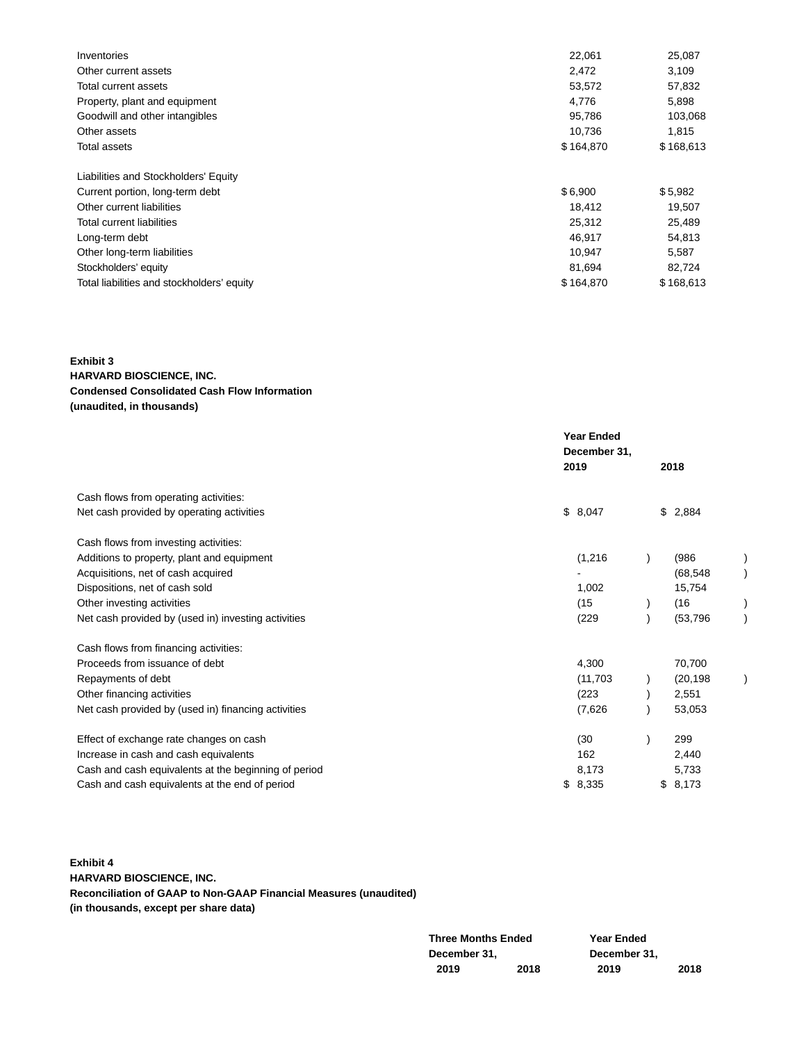| | | |
|---|---|---|
| Inventories | 22,061 | 25,087 |
| Other current assets | 2,472 | 3,109 |
| Total current assets | 53,572 | 57,832 |
| Property, plant and equipment | 4,776 | 5,898 |
| Goodwill and other intangibles | 95,786 | 103,068 |
| Other assets | 10,736 | 1,815 |
| Total assets | $ 164,870 | $ 168,613 |
| | | |
| Liabilities and Stockholders' Equity | | |
| Current portion, long-term debt | $ 6,900 | $ 5,982 |
| Other current liabilities | 18,412 | 19,507 |
| Total current liabilities | 25,312 | 25,489 |
| Long-term debt | 46,917 | 54,813 |
| Other long-term liabilities | 10,947 | 5,587 |
| Stockholders' equity | 81,694 | 82,724 |
| Total liabilities and stockholders' equity | $ 164,870 | $ 168,613 |

**Exhibit 3**
**HARVARD BIOSCIENCE, INC.**
**Condensed Consolidated Cash Flow Information**
**(unaudited, in thousands)**

| | Year Ended December 31, | |
|---|---|---|
| | 2019 | 2018 |
| Cash flows from operating activities: | | |
| Net cash provided by operating activities | $ 8,047 | $ 2,884 |
| | | |
| Cash flows from investing activities: | | |
| Additions to property, plant and equipment | (1,216) | (986) |
| Acquisitions, net of cash acquired | - | (68,548) |
| Dispositions, net of cash sold | 1,002 | 15,754 |
| Other investing activities | (15) | (16) |
| Net cash provided by (used in) investing activities | (229) | (53,796) |
| | | |
| Cash flows from financing activities: | | |
| Proceeds from issuance of debt | 4,300 | 70,700 |
| Repayments of debt | (11,703) | (20,198) |
| Other financing activities | (223) | 2,551 |
| Net cash provided by (used in) financing activities | (7,626) | 53,053 |
| | | |
| Effect of exchange rate changes on cash | (30) | 299 |
| Increase in cash and cash equivalents | 162 | 2,440 |
| Cash and cash equivalents at the beginning of period | 8,173 | 5,733 |
| Cash and cash equivalents at the end of period | $ 8,335 | $ 8,173 |

**Exhibit 4**
**HARVARD BIOSCIENCE, INC.**
**Reconciliation of GAAP to Non-GAAP Financial Measures (unaudited)**
**(in thousands, except per share data)**

| | Three Months Ended December 31, | | Year Ended December 31, | |
|---|---|---|---|---|
| | 2019 | 2018 | 2019 | 2018 |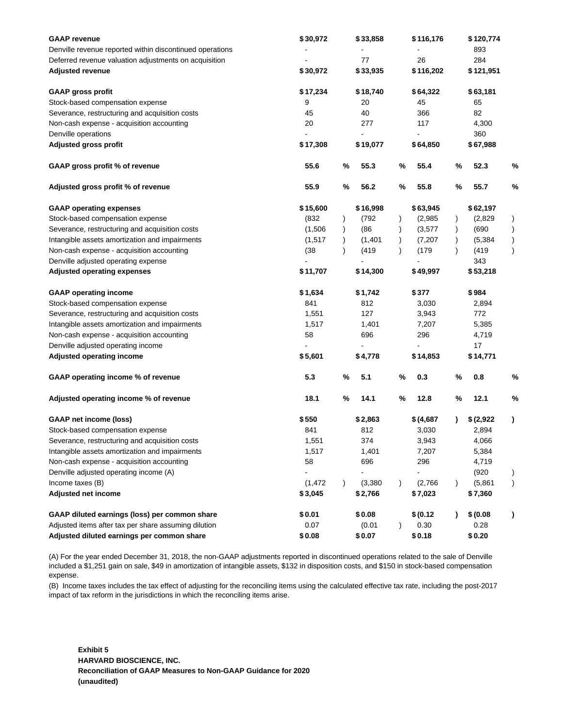| | | | | | | | | |
|---|---|---|---|---|---|---|---|---|
| **GAAP revenue** | **$30,972** | | **$33,858** | | **$116,176** | | **$120,774** | |
| Denville revenue reported within discontinued operations | - | | - | | - | | 893 | |
| Deferred revenue valuation adjustments on acquisition | - | | 77 | | 26 | | 284 | |
| **Adjusted revenue** | **$30,972** | | **$33,935** | | **$116,202** | | **$121,951** | |
| | | | | | | | | |
| **GAAP gross profit** | **$17,234** | | **$18,740** | | **$64,322** | | **$63,181** | |
| Stock-based compensation expense | 9 | | 20 | | 45 | | 65 | |
| Severance, restructuring and acquisition costs | 45 | | 40 | | 366 | | 82 | |
| Non-cash expense - acquisition accounting | 20 | | 277 | | 117 | | 4,300 | |
| Denville operations | - | | - | | - | | 360 | |
| **Adjusted gross profit** | **$17,308** | | **$19,077** | | **$64,850** | | **$67,988** | |
| | | | | | | | | |
| **GAAP gross profit % of revenue** | **55.6** | **%** | **55.3** | **%** | **55.4** | **%** | **52.3** | **%** |
| | | | | | | | | |
| **Adjusted gross profit % of revenue** | **55.9** | **%** | **56.2** | **%** | **55.8** | **%** | **55.7** | **%** |
| | | | | | | | | |
| **GAAP operating expenses** | **$15,600** | | **$16,998** | | **$63,945** | | **$62,197** | |
| Stock-based compensation expense | (832 | ) | (792 | ) | (2,985 | ) | (2,829 | ) |
| Severance, restructuring and acquisition costs | (1,506 | ) | (86 | ) | (3,577 | ) | (690 | ) |
| Intangible assets amortization and impairments | (1,517 | ) | (1,401 | ) | (7,207 | ) | (5,384 | ) |
| Non-cash expense - acquisition accounting | (38 | ) | (419 | ) | (179 | ) | (419 | ) |
| Denville adjusted operating expense | - | | - | | - | | 343 | |
| **Adjusted operating expenses** | **$11,707** | | **$14,300** | | **$49,997** | | **$53,218** | |
| | | | | | | | | |
| **GAAP operating income** | **$1,634** | | **$1,742** | | **$377** | | **$984** | |
| Stock-based compensation expense | 841 | | 812 | | 3,030 | | 2,894 | |
| Severance, restructuring and acquisition costs | 1,551 | | 127 | | 3,943 | | 772 | |
| Intangible assets amortization and impairments | 1,517 | | 1,401 | | 7,207 | | 5,385 | |
| Non-cash expense - acquisition accounting | 58 | | 696 | | 296 | | 4,719 | |
| Denville adjusted operating income | - | | - | | - | | 17 | |
| **Adjusted operating income** | **$5,601** | | **$4,778** | | **$14,853** | | **$14,771** | |
| | | | | | | | | |
| **GAAP operating income % of revenue** | **5.3** | **%** | **5.1** | **%** | **0.3** | **%** | **0.8** | **%** |
| | | | | | | | | |
| **Adjusted operating income % of revenue** | **18.1** | **%** | **14.1** | **%** | **12.8** | **%** | **12.1** | **%** |
| | | | | | | | | |
| **GAAP net income (loss)** | **$550** | | **$2,863** | | **$(4,687** | **)** | **$(2,922** | **)** |
| Stock-based compensation expense | 841 | | 812 | | 3,030 | | 2,894 | |
| Severance, restructuring and acquisition costs | 1,551 | | 374 | | 3,943 | | 4,066 | |
| Intangible assets amortization and impairments | 1,517 | | 1,401 | | 7,207 | | 5,384 | |
| Non-cash expense - acquisition accounting | 58 | | 696 | | 296 | | 4,719 | |
| Denville adjusted operating income (A) | - | | - | | - | | (920 | ) |
| Income taxes (B) | (1,472 | ) | (3,380 | ) | (2,766 | ) | (5,861 | ) |
| **Adjusted net income** | **$3,045** | | **$2,766** | | **$7,023** | | **$7,360** | |
| | | | | | | | | |
| **GAAP diluted earnings (loss) per common share** | **$0.01** | | **$0.08** | | **$(0.12** | **)** | **$(0.08** | **)** |
| Adjusted items after tax per share assuming dilution | 0.07 | | (0.01 | ) | 0.30 | | 0.28 | |
| **Adjusted diluted earnings per common share** | **$0.08** | | **$0.07** | | **$0.18** | | **$0.20** | |

(A) For the year ended December 31, 2018, the non-GAAP adjustments reported in discontinued operations related to the sale of Denville included a $1,251 gain on sale, $49 in amortization of intangible assets, $132 in disposition costs, and $150 in stock-based compensation expense.

(B) Income taxes includes the tax effect of adjusting for the reconciling items using the calculated effective tax rate, including the post-2017 impact of tax reform in the jurisdictions in which the reconciling items arise.

**Exhibit 5**
**HARVARD BIOSCIENCE, INC.**
**Reconciliation of GAAP Measures to Non-GAAP Guidance for 2020**
**(unaudited)**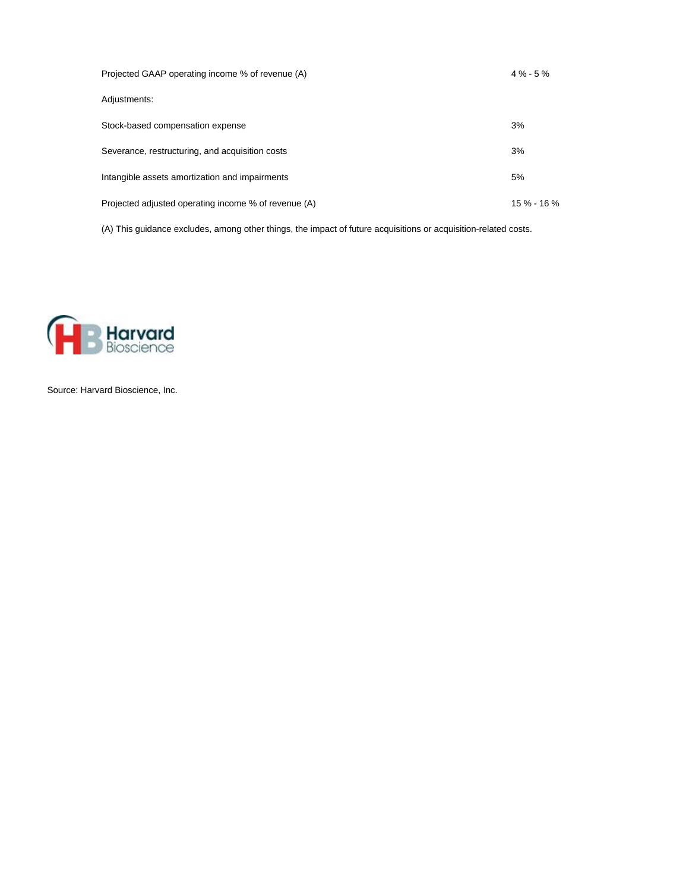| | |
|---|---|
| Projected GAAP operating income % of revenue (A) | 4 % - 5 % |
| Adjustments: | |
| Stock-based compensation expense | 3% |
| Severance, restructuring, and acquisition costs | 3% |
| Intangible assets amortization and impairments | 5% |
| Projected adjusted operating income % of revenue (A) | 15 % - 16 % |

(A) This guidance excludes, among other things, the impact of future acquisitions or acquisition-related costs.

Harvard Bioscience

Source: Harvard Bioscience, Inc.